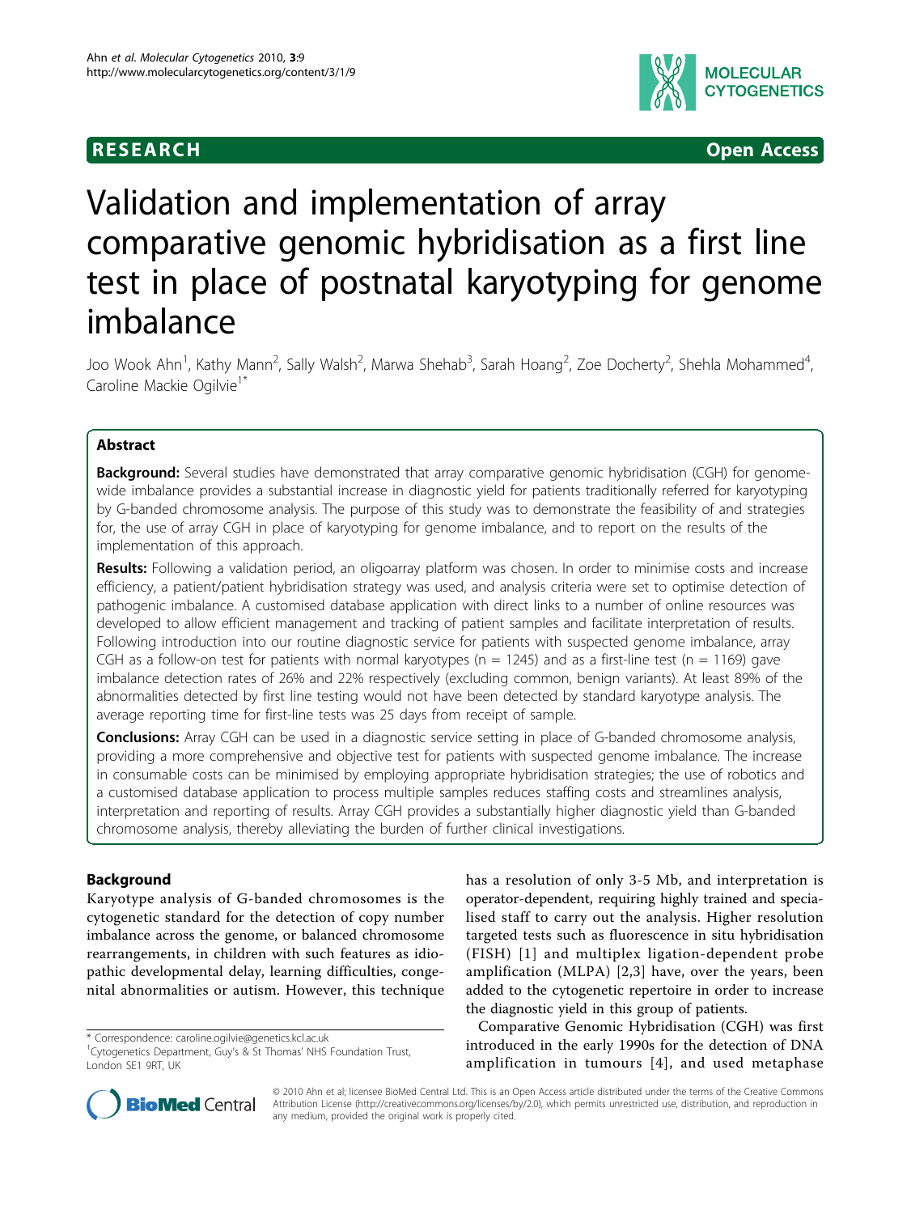**RESEARCH** **Open Access**

# Validation and implementation of array comparative genomic hybridisation as a first line test in place of postnatal karyotyping for genome imbalance

Joo Wook Ahn[1], Kathy Mann[2], Sally Walsh[2], Marwa Shehab[3], Sarah Hoang[2], Zoe Docherty[2], Shehla Mohammed[4], Caroline Mackie Ogilvie[1*]

## Abstract

**Background:** Several studies have demonstrated that array comparative genomic hybridisation (CGH) for genome-wide imbalance provides a substantial increase in diagnostic yield for patients traditionally referred for karyotyping by G-banded chromosome analysis. The purpose of this study was to demonstrate the feasibility of and strategies for, the use of array CGH in place of karyotyping for genome imbalance, and to report on the results of the implementation of this approach.

**Results:** Following a validation period, an oligoarray platform was chosen. In order to minimise costs and increase efficiency, a patient/patient hybridisation strategy was used, and analysis criteria were set to optimise detection of pathogenic imbalance. A customised database application with direct links to a number of online resources was developed to allow efficient management and tracking of patient samples and facilitate interpretation of results. Following introduction into our routine diagnostic service for patients with suspected genome imbalance, array CGH as a follow-on test for patients with normal karyotypes (n = 1245) and as a first-line test (n = 1169) gave imbalance detection rates of 26% and 22% respectively (excluding common, benign variants). At least 89% of the abnormalities detected by first line testing would not have been detected by standard karyotype analysis. The average reporting time for first-line tests was 25 days from receipt of sample.

**Conclusions:** Array CGH can be used in a diagnostic service setting in place of G-banded chromosome analysis, providing a more comprehensive and objective test for patients with suspected genome imbalance. The increase in consumable costs can be minimised by employing appropriate hybridisation strategies; the use of robotics and a customised database application to process multiple samples reduces staffing costs and streamlines analysis, interpretation and reporting of results. Array CGH provides a substantially higher diagnostic yield than G-banded chromosome analysis, thereby alleviating the burden of further clinical investigations.

## Background

Karyotype analysis of G-banded chromosomes is the cytogenetic standard for the detection of copy number imbalance across the genome, or balanced chromosome rearrangements, in children with such features as idiopathic developmental delay, learning difficulties, congenital abnormalities or autism. However, this technique has a resolution of only 3-5 Mb, and interpretation is operator-dependent, requiring highly trained and specialised staff to carry out the analysis. Higher resolution targeted tests such as fluorescence in situ hybridisation (FISH) [1] and multiplex ligation-dependent probe amplification (MLPA) [2,3] have, over the years, been added to the cytogenetic repertoire in order to increase the diagnostic yield in this group of patients.

Comparative Genomic Hybridisation (CGH) was first introduced in the early 1990s for the detection of DNA amplification in tumours [4], and used metaphase

\* Correspondence: caroline.ogilvie@genetics.kcl.ac.uk
[1]Cytogenetics Department, Guy's & St Thomas' NHS Foundation Trust, London SE1 9RT, UK

© 2010 Ahn et al; licensee BioMed Central Ltd. This is an Open Access article distributed under the terms of the Creative Commons Attribution License (http://creativecommons.org/licenses/by/2.0), which permits unrestricted use, distribution, and reproduction in any medium, provided the original work is properly cited.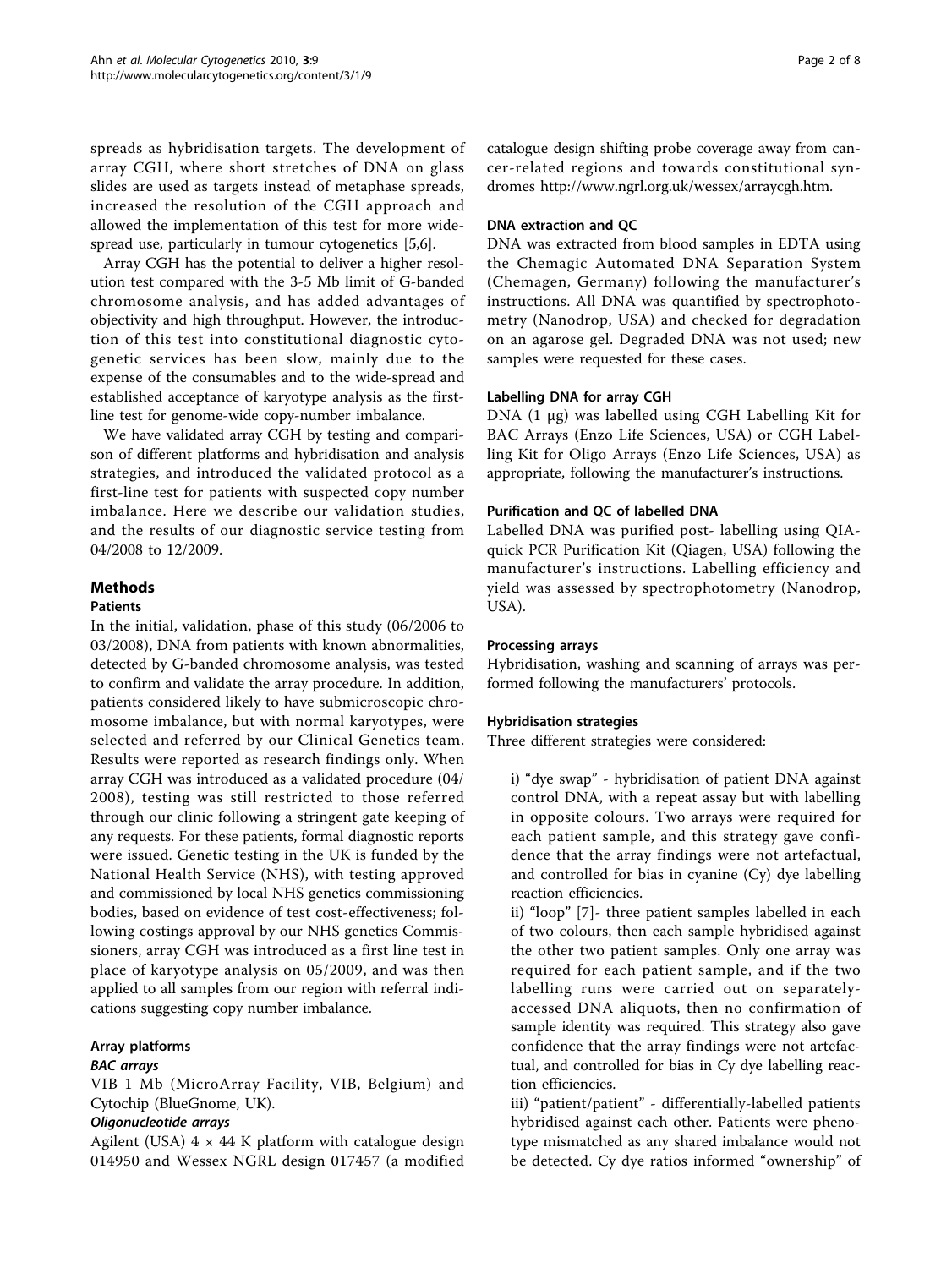spreads as hybridisation targets. The development of array CGH, where short stretches of DNA on glass slides are used as targets instead of metaphase spreads, increased the resolution of the CGH approach and allowed the implementation of this test for more widespread use, particularly in tumour cytogenetics [5,6].

Array CGH has the potential to deliver a higher resolution test compared with the 3-5 Mb limit of G-banded chromosome analysis, and has added advantages of objectivity and high throughput. However, the introduction of this test into constitutional diagnostic cytogenetic services has been slow, mainly due to the expense of the consumables and to the wide-spread and established acceptance of karyotype analysis as the first-line test for genome-wide copy-number imbalance.

We have validated array CGH by testing and comparison of different platforms and hybridisation and analysis strategies, and introduced the validated protocol as a first-line test for patients with suspected copy number imbalance. Here we describe our validation studies, and the results of our diagnostic service testing from 04/2008 to 12/2009.

## Methods

### Patients

In the initial, validation, phase of this study (06/2006 to 03/2008), DNA from patients with known abnormalities, detected by G-banded chromosome analysis, was tested to confirm and validate the array procedure. In addition, patients considered likely to have submicroscopic chromosome imbalance, but with normal karyotypes, were selected and referred by our Clinical Genetics team. Results were reported as research findings only. When array CGH was introduced as a validated procedure (04/2008), testing was still restricted to those referred through our clinic following a stringent gate keeping of any requests. For these patients, formal diagnostic reports were issued. Genetic testing in the UK is funded by the National Health Service (NHS), with testing approved and commissioned by local NHS genetics commissioning bodies, based on evidence of test cost-effectiveness; following costings approval by our NHS genetics Commissioners, array CGH was introduced as a first line test in place of karyotype analysis on 05/2009, and was then applied to all samples from our region with referral indications suggesting copy number imbalance.

### Array platforms

#### *BAC arrays*

VIB 1 Mb (MicroArray Facility, VIB, Belgium) and Cytochip (BlueGnome, UK).

#### *Oligonucleotide arrays*

Agilent (USA) 4 × 44 K platform with catalogue design 014950 and Wessex NGRL design 017457 (a modified catalogue design shifting probe coverage away from cancer-related regions and towards constitutional syndromes http://www.ngrl.org.uk/wessex/arraycgh.htm.

### DNA extraction and QC

DNA was extracted from blood samples in EDTA using the Chemagic Automated DNA Separation System (Chemagen, Germany) following the manufacturer's instructions. All DNA was quantified by spectrophotometry (Nanodrop, USA) and checked for degradation on an agarose gel. Degraded DNA was not used; new samples were requested for these cases.

### Labelling DNA for array CGH

DNA (1 μg) was labelled using CGH Labelling Kit for BAC Arrays (Enzo Life Sciences, USA) or CGH Labelling Kit for Oligo Arrays (Enzo Life Sciences, USA) as appropriate, following the manufacturer's instructions.

### Purification and QC of labelled DNA

Labelled DNA was purified post- labelling using QIAquick PCR Purification Kit (Qiagen, USA) following the manufacturer's instructions. Labelling efficiency and yield was assessed by spectrophotometry (Nanodrop, USA).

### Processing arrays

Hybridisation, washing and scanning of arrays was performed following the manufacturers' protocols.

### Hybridisation strategies

Three different strategies were considered:

i) "dye swap" - hybridisation of patient DNA against control DNA, with a repeat assay but with labelling in opposite colours. Two arrays were required for each patient sample, and this strategy gave confidence that the array findings were not artefactual, and controlled for bias in cyanine (Cy) dye labelling reaction efficiencies.

ii) "loop" [7]- three patient samples labelled in each of two colours, then each sample hybridised against the other two patient samples. Only one array was required for each patient sample, and if the two labelling runs were carried out on separately-accessed DNA aliquots, then no confirmation of sample identity was required. This strategy also gave confidence that the array findings were not artefactual, and controlled for bias in Cy dye labelling reaction efficiencies.

iii) "patient/patient" - differentially-labelled patients hybridised against each other. Patients were phenotype mismatched as any shared imbalance would not be detected. Cy dye ratios informed "ownership" of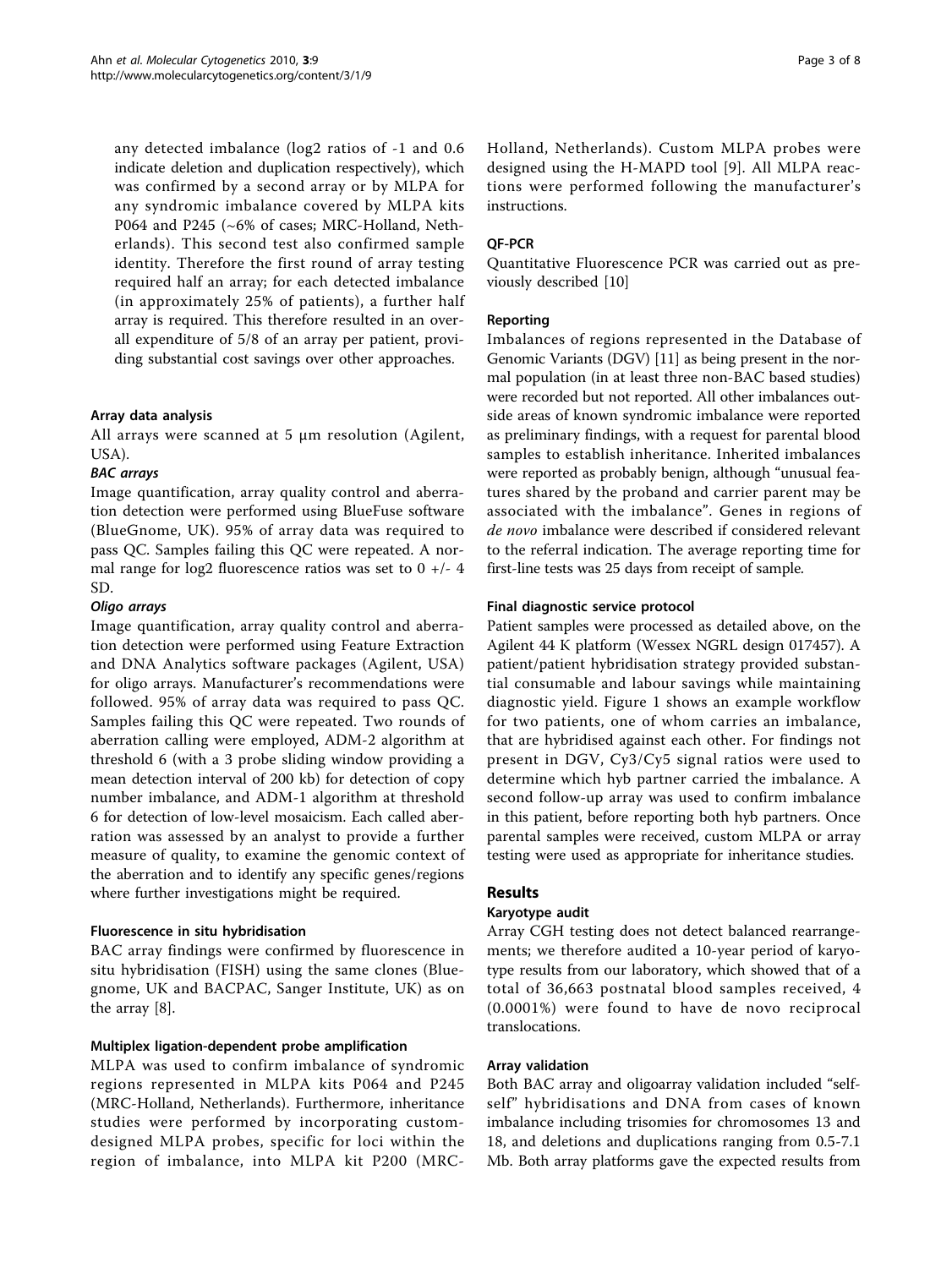any detected imbalance (log2 ratios of -1 and 0.6 indicate deletion and duplication respectively), which was confirmed by a second array or by MLPA for any syndromic imbalance covered by MLPA kits P064 and P245 (~6% of cases; MRC-Holland, Netherlands). This second test also confirmed sample identity. Therefore the first round of array testing required half an array; for each detected imbalance (in approximately 25% of patients), a further half array is required. This therefore resulted in an overall expenditure of 5/8 of an array per patient, providing substantial cost savings over other approaches.

### Array data analysis

All arrays were scanned at 5 μm resolution (Agilent, USA).

#### *BAC arrays*

Image quantification, array quality control and aberration detection were performed using BlueFuse software (BlueGnome, UK). 95% of array data was required to pass QC. Samples failing this QC were repeated. A normal range for log2 fluorescence ratios was set to 0 +/- 4 SD.

#### *Oligo arrays*

Image quantification, array quality control and aberration detection were performed using Feature Extraction and DNA Analytics software packages (Agilent, USA) for oligo arrays. Manufacturer's recommendations were followed. 95% of array data was required to pass QC. Samples failing this QC were repeated. Two rounds of aberration calling were employed, ADM-2 algorithm at threshold 6 (with a 3 probe sliding window providing a mean detection interval of 200 kb) for detection of copy number imbalance, and ADM-1 algorithm at threshold 6 for detection of low-level mosaicism. Each called aberration was assessed by an analyst to provide a further measure of quality, to examine the genomic context of the aberration and to identify any specific genes/regions where further investigations might be required.

### Fluorescence in situ hybridisation

BAC array findings were confirmed by fluorescence in situ hybridisation (FISH) using the same clones (Bluegnome, UK and BACPAC, Sanger Institute, UK) as on the array [8].

### Multiplex ligation-dependent probe amplification

MLPA was used to confirm imbalance of syndromic regions represented in MLPA kits P064 and P245 (MRC-Holland, Netherlands). Furthermore, inheritance studies were performed by incorporating custom-designed MLPA probes, specific for loci within the region of imbalance, into MLPA kit P200 (MRC-Holland, Netherlands). Custom MLPA probes were designed using the H-MAPD tool [9]. All MLPA reactions were performed following the manufacturer's instructions.

### QF-PCR

Quantitative Fluorescence PCR was carried out as previously described [10]

### Reporting

Imbalances of regions represented in the Database of Genomic Variants (DGV) [11] as being present in the normal population (in at least three non-BAC based studies) were recorded but not reported. All other imbalances outside areas of known syndromic imbalance were reported as preliminary findings, with a request for parental blood samples to establish inheritance. Inherited imbalances were reported as probably benign, although "unusual features shared by the proband and carrier parent may be associated with the imbalance". Genes in regions of *de novo* imbalance were described if considered relevant to the referral indication. The average reporting time for first-line tests was 25 days from receipt of sample.

### Final diagnostic service protocol

Patient samples were processed as detailed above, on the Agilent 44 K platform (Wessex NGRL design 017457). A patient/patient hybridisation strategy provided substantial consumable and labour savings while maintaining diagnostic yield. Figure 1 shows an example workflow for two patients, one of whom carries an imbalance, that are hybridised against each other. For findings not present in DGV, Cy3/Cy5 signal ratios were used to determine which hyb partner carried the imbalance. A second follow-up array was used to confirm imbalance in this patient, before reporting both hyb partners. Once parental samples were received, custom MLPA or array testing were used as appropriate for inheritance studies.

## Results

### Karyotype audit

Array CGH testing does not detect balanced rearrangements; we therefore audited a 10-year period of karyotype results from our laboratory, which showed that of a total of 36,663 postnatal blood samples received, 4 (0.0001%) were found to have de novo reciprocal translocations.

### Array validation

Both BAC array and oligoarray validation included "self-self" hybridisations and DNA from cases of known imbalance including trisomies for chromosomes 13 and 18, and deletions and duplications ranging from 0.5-7.1 Mb. Both array platforms gave the expected results from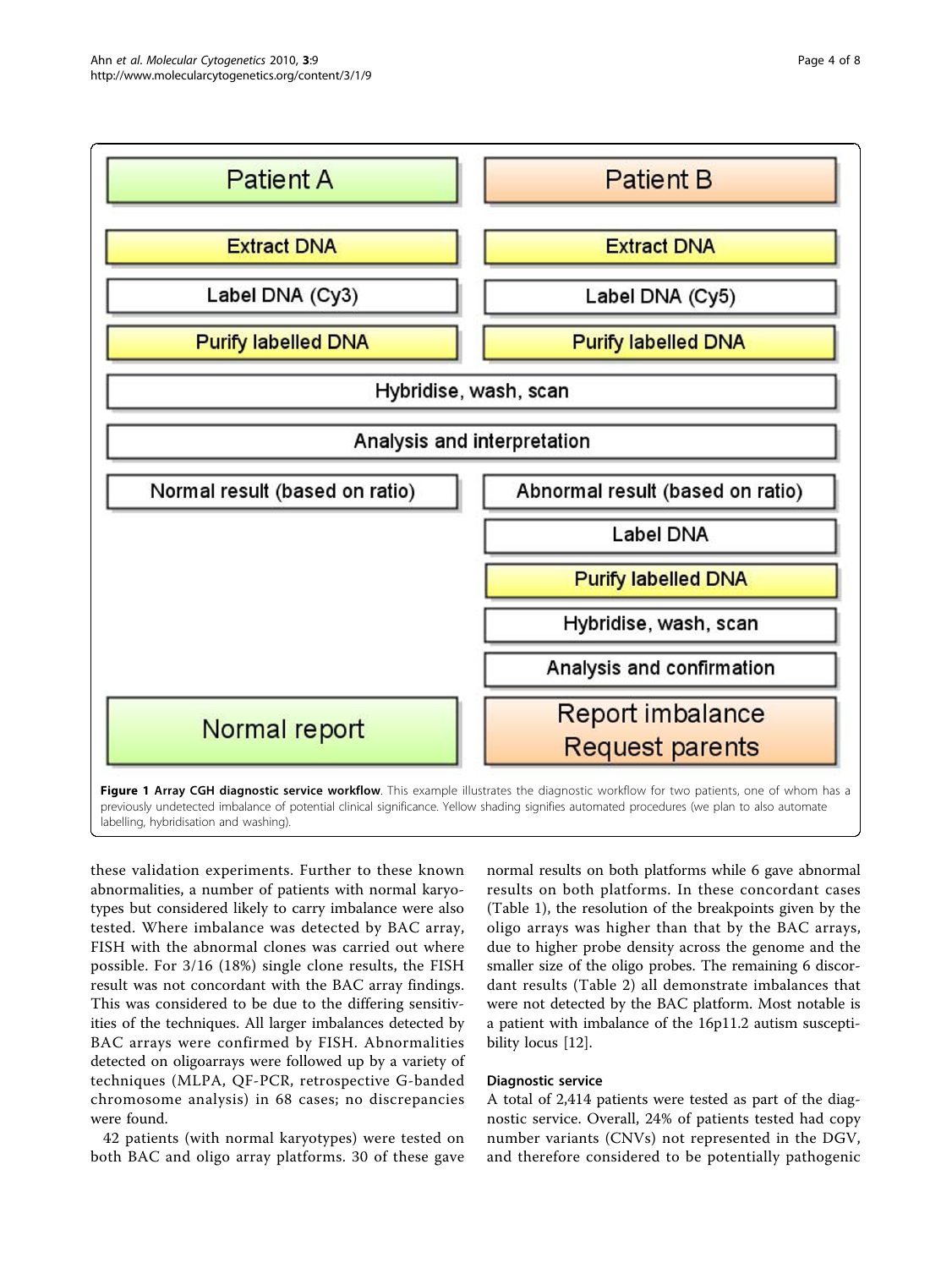| Patient A | Patient B |
|---|---|
| Extract DNA | Extract DNA |
| Label DNA (Cy3) | Label DNA (Cy5) |
| Purify labelled DNA | Purify labelled DNA |
| Hybridise, wash, scan | |
| Analysis and interpretation | |
| Normal result (based on ratio) | Abnormal result (based on ratio) |
| | Label DNA |
| | Purify labelled DNA |
| | Hybridise, wash, scan |
| | Analysis and confirmation |
| Normal report | Report imbalance Request parents |

**Figure 1 Array CGH diagnostic service workflow**. This example illustrates the diagnostic workflow for two patients, one of whom has a previously undetected imbalance of potential clinical significance. Yellow shading signifies automated procedures (we plan to also automate labelling, hybridisation and washing).

these validation experiments. Further to these known abnormalities, a number of patients with normal karyotypes but considered likely to carry imbalance were also tested. Where imbalance was detected by BAC array, FISH with the abnormal clones was carried out where possible. For 3/16 (18%) single clone results, the FISH result was not concordant with the BAC array findings. This was considered to be due to the differing sensitivities of the techniques. All larger imbalances detected by BAC arrays were confirmed by FISH. Abnormalities detected on oligoarrays were followed up by a variety of techniques (MLPA, QF-PCR, retrospective G-banded chromosome analysis) in 68 cases; no discrepancies were found.

42 patients (with normal karyotypes) were tested on both BAC and oligo array platforms. 30 of these gave normal results on both platforms while 6 gave abnormal results on both platforms. In these concordant cases (Table 1), the resolution of the breakpoints given by the oligo arrays was higher than that by the BAC arrays, due to higher probe density across the genome and the smaller size of the oligo probes. The remaining 6 discordant results (Table 2) all demonstrate imbalances that were not detected by the BAC platform. Most notable is a patient with imbalance of the 16p11.2 autism susceptibility locus [12].

### Diagnostic service

A total of 2,414 patients were tested as part of the diagnostic service. Overall, 24% of patients tested had copy number variants (CNVs) not represented in the DGV, and therefore considered to be potentially pathogenic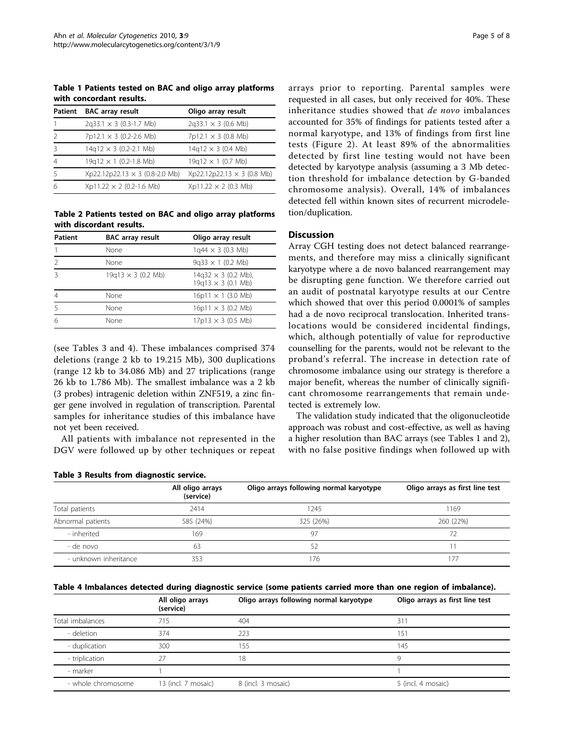**Table 1 Patients tested on BAC and oligo array platforms with concordant results.**

| Patient | BAC array result | Oligo array result |
|---|---|---|
| 1 | 2q33.1 × 3 (0.3-1.7 Mb) | 2q33.1 × 3 (0.6 Mb) |
| 2 | 7p12.1 × 3 (0.2-2.6 Mb) | 7p12.1 × 3 (0.8 Mb) |
| 3 | 14q12 × 3 (0.2-2.1 Mb) | 14q12 × 3 (0.4 Mb) |
| 4 | 19q12 × 1 (0.2-1.8 Mb) | 19q12 × 1 (0.7 Mb) |
| 5 | Xp22.12p22.13 × 3 (0.8-2.0 Mb) | Xp22.12p22.13 × 3 (0.8 Mb) |
| 6 | Xp11.22 × 2 (0.2-1.6 Mb) | Xp11.22 × 2 (0.3 Mb) |

**Table 2 Patients tested on BAC and oligo array platforms with discordant results.**

| Patient | BAC array result | Oligo array result |
|---|---|---|
| 1 | None | 1q44 × 3 (0.3 Mb) |
| 2 | None | 9q33 × 1 (0.2 Mb) |
| 3 | 19q13 × 3 (0.2 Mb) | 14q32 × 3 (0.2 Mb), 19q13 × 3 (0.1 Mb) |
| 4 | None | 16p11 × 1 (3.0 Mb) |
| 5 | None | 16p11 × 3 (0.2 Mb) |
| 6 | None | 17p13 × 3 (0.5 Mb) |

(see Tables 3 and 4). These imbalances comprised 374 deletions (range 2 kb to 19.215 Mb), 300 duplications (range 12 kb to 34.086 Mb) and 27 triplications (range 26 kb to 1.786 Mb). The smallest imbalance was a 2 kb (3 probes) intragenic deletion within ZNF519, a zinc finger gene involved in regulation of transcription. Parental samples for inheritance studies of this imbalance have not yet been received.

All patients with imbalance not represented in the DGV were followed up by other techniques or repeat arrays prior to reporting. Parental samples were requested in all cases, but only received for 40%. These inheritance studies showed that *de novo* imbalances accounted for 35% of findings for patients tested after a normal karyotype, and 13% of findings from first line tests (Figure 2). At least 89% of the abnormalities detected by first line testing would not have been detected by karyotype analysis (assuming a 3 Mb detection threshold for imbalance detection by G-banded chromosome analysis). Overall, 14% of imbalances detected fell within known sites of recurrent microdeletion/duplication.

## Discussion

Array CGH testing does not detect balanced rearrangements, and therefore may miss a clinically significant karyotype where a de novo balanced rearrangement may be disrupting gene function. We therefore carried out an audit of postnatal karyotype results at our Centre which showed that over this period 0.0001% of samples had a de novo reciprocal translocation. Inherited translocations would be considered incidental findings, which, although potentially of value for reproductive counselling for the parents, would not be relevant to the proband's referral. The increase in detection rate of chromosome imbalance using our strategy is therefore a major benefit, whereas the number of clinically significant chromosome rearrangements that remain undetected is extremely low.

The validation study indicated that the oligonucleotide approach was robust and cost-effective, as well as having a higher resolution than BAC arrays (see Tables 1 and 2), with no false positive findings when followed up with

**Table 3 Results from diagnostic service.**

| | All oligo arrays (service) | Oligo arrays following normal karyotype | Oligo arrays as first line test |
|---|---|---|---|
| Total patients | 2414 | 1245 | 1169 |
| Abnormal patients | 585 (24%) | 325 (26%) | 260 (22%) |
| - inherited | 169 | 97 | 72 |
| - de novo | 63 | 52 | 11 |
| - unknown inheritance | 353 | 176 | 177 |

**Table 4 Imbalances detected during diagnostic service (some patients carried more than one region of imbalance).**

| | All oligo arrays (service) | Oligo arrays following normal karyotype | Oligo arrays as first line test |
|---|---|---|---|
| Total imbalances | 715 | 404 | 311 |
| - deletion | 374 | 223 | 151 |
| - duplication | 300 | 155 | 145 |
| - triplication | 27 | 18 | 9 |
| - marker | 1 | | 1 |
| - whole chromosome | 13 (incl. 7 mosaic) | 8 (incl. 3 mosaic) | 5 (incl. 4 mosaic) |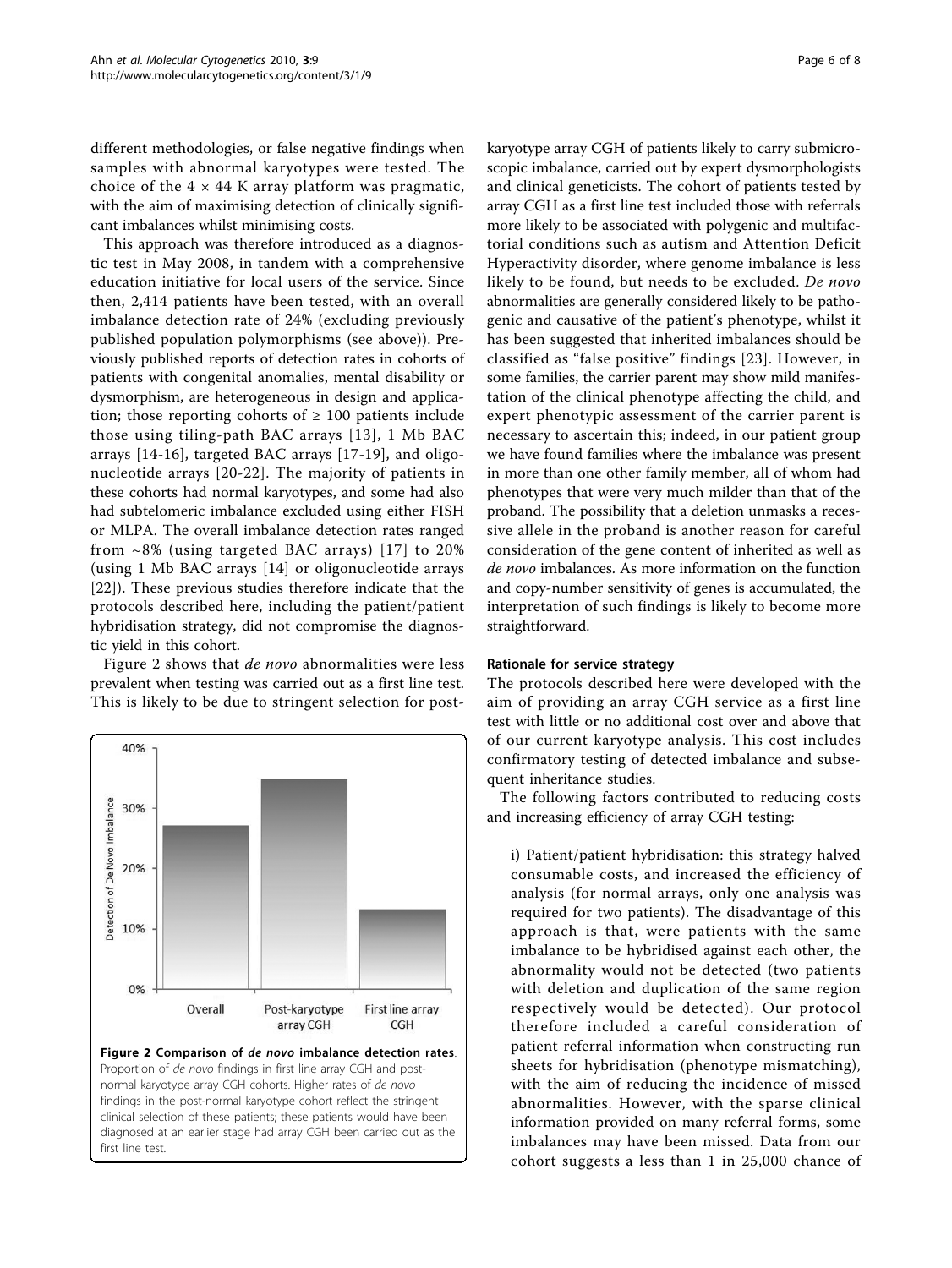different methodologies, or false negative findings when samples with abnormal karyotypes were tested. The choice of the 4 × 44 K array platform was pragmatic, with the aim of maximising detection of clinically significant imbalances whilst minimising costs.

This approach was therefore introduced as a diagnostic test in May 2008, in tandem with a comprehensive education initiative for local users of the service. Since then, 2,414 patients have been tested, with an overall imbalance detection rate of 24% (excluding previously published population polymorphisms (see above)). Previously published reports of detection rates in cohorts of patients with congenital anomalies, mental disability or dysmorphism, are heterogeneous in design and application; those reporting cohorts of ≥ 100 patients include those using tiling-path BAC arrays [13], 1 Mb BAC arrays [14-16], targeted BAC arrays [17-19], and oligonucleotide arrays [20-22]. The majority of patients in these cohorts had normal karyotypes, and some had also had subtelomeric imbalance excluded using either FISH or MLPA. The overall imbalance detection rates ranged from ~8% (using targeted BAC arrays) [17] to 20% (using 1 Mb BAC arrays [14] or oligonucleotide arrays [22]). These previous studies therefore indicate that the protocols described here, including the patient/patient hybridisation strategy, did not compromise the diagnostic yield in this cohort.

Figure 2 shows that *de novo* abnormalities were less prevalent when testing was carried out as a first line test. This is likely to be due to stringent selection for post-karyotype array CGH of patients likely to carry submicroscopic imbalance, carried out by expert dysmorphologists and clinical geneticists. The cohort of patients tested by array CGH as a first line test included those with referrals more likely to be associated with polygenic and multifactorial conditions such as autism and Attention Deficit Hyperactivity disorder, where genome imbalance is less likely to be found, but needs to be excluded. *De novo* abnormalities are generally considered likely to be pathogenic and causative of the patient's phenotype, whilst it has been suggested that inherited imbalances should be classified as "false positive" findings [23]. However, in some families, the carrier parent may show mild manifestation of the clinical phenotype affecting the child, and expert phenotypic assessment of the carrier parent is necessary to ascertain this; indeed, in our patient group we have found families where the imbalance was present in more than one other family member, all of whom had phenotypes that were very much milder than that of the proband. The possibility that a deletion unmasks a recessive allele in the proband is another reason for careful consideration of the gene content of inherited as well as *de novo* imbalances. As more information on the function and copy-number sensitivity of genes is accumulated, the interpretation of such findings is likely to become more straightforward.

Detection of De Novo Imbalance

40%
30%
20%
10%
0%

Overall
Post-karyotype array CGH
First line array CGH

**Figure 2 Comparison of *de novo* imbalance detection rates**. Proportion of *de novo* findings in first line array CGH and post-normal karyotype array CGH cohorts. Higher rates of *de novo* findings in the post-normal karyotype cohort reflect the stringent clinical selection of these patients; these patients would have been diagnosed at an earlier stage had array CGH been carried out as the first line test.

#### Rationale for service strategy

The protocols described here were developed with the aim of providing an array CGH service as a first line test with little or no additional cost over and above that of our current karyotype analysis. This cost includes confirmatory testing of detected imbalance and subsequent inheritance studies.

The following factors contributed to reducing costs and increasing efficiency of array CGH testing:

i) Patient/patient hybridisation: this strategy halved consumable costs, and increased the efficiency of analysis (for normal arrays, only one analysis was required for two patients). The disadvantage of this approach is that, were patients with the same imbalance to be hybridised against each other, the abnormality would not be detected (two patients with deletion and duplication of the same region respectively would be detected). Our protocol therefore included a careful consideration of patient referral information when constructing run sheets for hybridisation (phenotype mismatching), with the aim of reducing the incidence of missed abnormalities. However, with the sparse clinical information provided on many referral forms, some imbalances may have been missed. Data from our cohort suggests a less than 1 in 25,000 chance of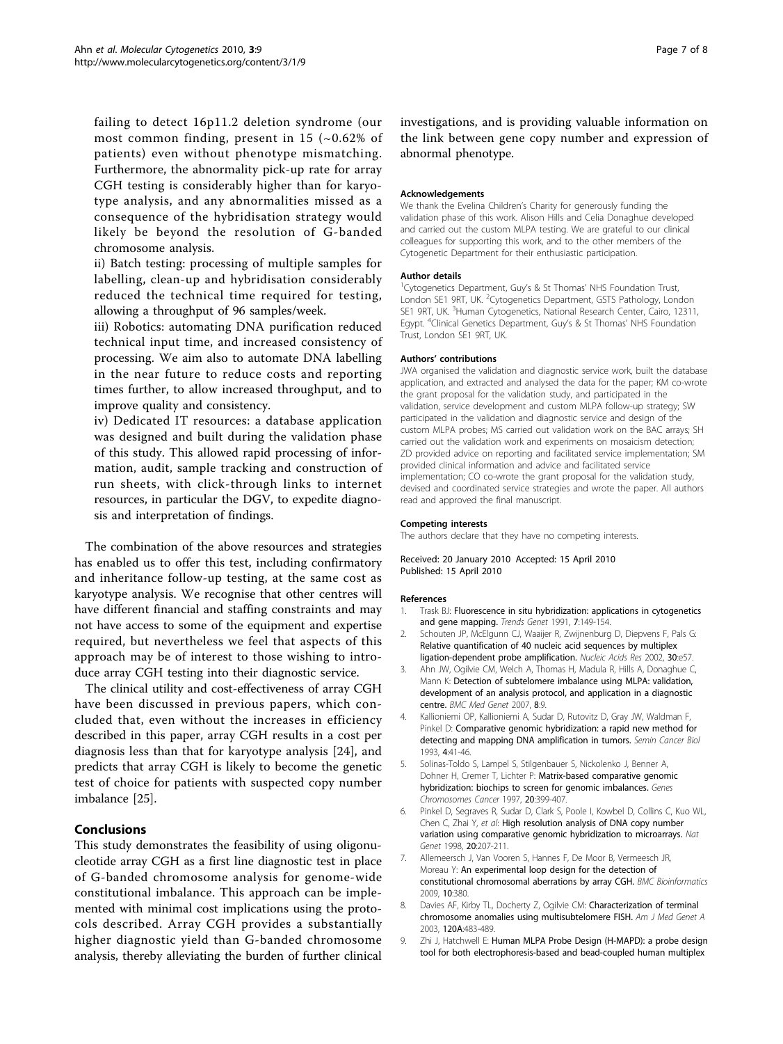failing to detect 16p11.2 deletion syndrome (our most common finding, present in 15 (~0.62% of patients) even without phenotype mismatching. Furthermore, the abnormality pick-up rate for array CGH testing is considerably higher than for karyotype analysis, and any abnormalities missed as a consequence of the hybridisation strategy would likely be beyond the resolution of G-banded chromosome analysis.

ii) Batch testing: processing of multiple samples for labelling, clean-up and hybridisation considerably reduced the technical time required for testing, allowing a throughput of 96 samples/week.

iii) Robotics: automating DNA purification reduced technical input time, and increased consistency of processing. We aim also to automate DNA labelling in the near future to reduce costs and reporting times further, to allow increased throughput, and to improve quality and consistency.

iv) Dedicated IT resources: a database application was designed and built during the validation phase of this study. This allowed rapid processing of information, audit, sample tracking and construction of run sheets, with click-through links to internet resources, in particular the DGV, to expedite diagnosis and interpretation of findings.

The combination of the above resources and strategies has enabled us to offer this test, including confirmatory and inheritance follow-up testing, at the same cost as karyotype analysis. We recognise that other centres will have different financial and staffing constraints and may not have access to some of the equipment and expertise required, but nevertheless we feel that aspects of this approach may be of interest to those wishing to introduce array CGH testing into their diagnostic service.

The clinical utility and cost-effectiveness of array CGH have been discussed in previous papers, which concluded that, even without the increases in efficiency described in this paper, array CGH results in a cost per diagnosis less than that for karyotype analysis [24], and predicts that array CGH is likely to become the genetic test of choice for patients with suspected copy number imbalance [25].

## Conclusions

This study demonstrates the feasibility of using oligonucleotide array CGH as a first line diagnostic test in place of G-banded chromosome analysis for genome-wide constitutional imbalance. This approach can be implemented with minimal cost implications using the protocols described. Array CGH provides a substantially higher diagnostic yield than G-banded chromosome analysis, thereby alleviating the burden of further clinical investigations, and is providing valuable information on the link between gene copy number and expression of abnormal phenotype.

#### Acknowledgements

We thank the Evelina Children's Charity for generously funding the validation phase of this work. Alison Hills and Celia Donaghue developed and carried out the custom MLPA testing. We are grateful to our clinical colleagues for supporting this work, and to the other members of the Cytogenetic Department for their enthusiastic participation.

#### Author details

[1]Cytogenetics Department, Guy's & St Thomas' NHS Foundation Trust, London SE1 9RT, UK. [2]Cytogenetics Department, GSTS Pathology, London SE1 9RT, UK. [3]Human Cytogenetics, National Research Center, Cairo, 12311, Egypt. [4]Clinical Genetics Department, Guy's & St Thomas' NHS Foundation Trust, London SE1 9RT, UK.

#### Authors' contributions

JWA organised the validation and diagnostic service work, built the database application, and extracted and analysed the data for the paper; KM co-wrote the grant proposal for the validation study, and participated in the validation, service development and custom MLPA follow-up strategy; SW participated in the validation and diagnostic service and design of the custom MLPA probes; MS carried out validation work on the BAC arrays; SH carried out the validation work and experiments on mosaicism detection; ZD provided advice on reporting and facilitated service implementation; SM provided clinical information and advice and facilitated service implementation; CO co-wrote the grant proposal for the validation study, devised and coordinated service strategies and wrote the paper. All authors read and approved the final manuscript.

#### Competing interests

The authors declare that they have no competing interests.

Received: 20 January 2010 Accepted: 15 April 2010
Published: 15 April 2010

#### References

1. Trask BJ: **Fluorescence in situ hybridization: applications in cytogenetics and gene mapping.** *Trends Genet* 1991, **7**:149-154.
2. Schouten JP, McElgunn CJ, Waaijer R, Zwijnenburg D, Diepvens F, Pals G: **Relative quantification of 40 nucleic acid sequences by multiplex ligation-dependent probe amplification.** *Nucleic Acids Res* 2002, **30**:e57.
3. Ahn JW, Ogilvie CM, Welch A, Thomas H, Madula R, Hills A, Donaghue C, Mann K: **Detection of subtelomere imbalance using MLPA: validation, development of an analysis protocol, and application in a diagnostic centre.** *BMC Med Genet* 2007, **8**:9.
4. Kallioniemi OP, Kallioniemi A, Sudar D, Rutovitz D, Gray JW, Waldman F, Pinkel D: **Comparative genomic hybridization: a rapid new method for detecting and mapping DNA amplification in tumors.** *Semin Cancer Biol* 1993, **4**:41-46.
5. Solinas-Toldo S, Lampel S, Stilgenbauer S, Nickolenko J, Benner A, Dohner H, Cremer T, Lichter P: **Matrix-based comparative genomic hybridization: biochips to screen for genomic imbalances.** *Genes Chromosomes Cancer* 1997, **20**:399-407.
6. Pinkel D, Segraves R, Sudar D, Clark S, Poole I, Kowbel D, Collins C, Kuo WL, Chen C, Zhai Y, *et al*: **High resolution analysis of DNA copy number variation using comparative genomic hybridization to microarrays.** *Nat Genet* 1998, **20**:207-211.
7. Allemeersch J, Van Vooren S, Hannes F, De Moor B, Vermeesch JR, Moreau Y: **An experimental loop design for the detection of constitutional chromosomal aberrations by array CGH.** *BMC Bioinformatics* 2009, **10**:380.
8. Davies AF, Kirby TL, Docherty Z, Ogilvie CM: **Characterization of terminal chromosome anomalies using multisubtelomere FISH.** *Am J Med Genet A* 2003, **120A**:483-489.
9. Zhi J, Hatchwell E: **Human MLPA Probe Design (H-MAPD): a probe design tool for both electrophoresis-based and bead-coupled human multiplex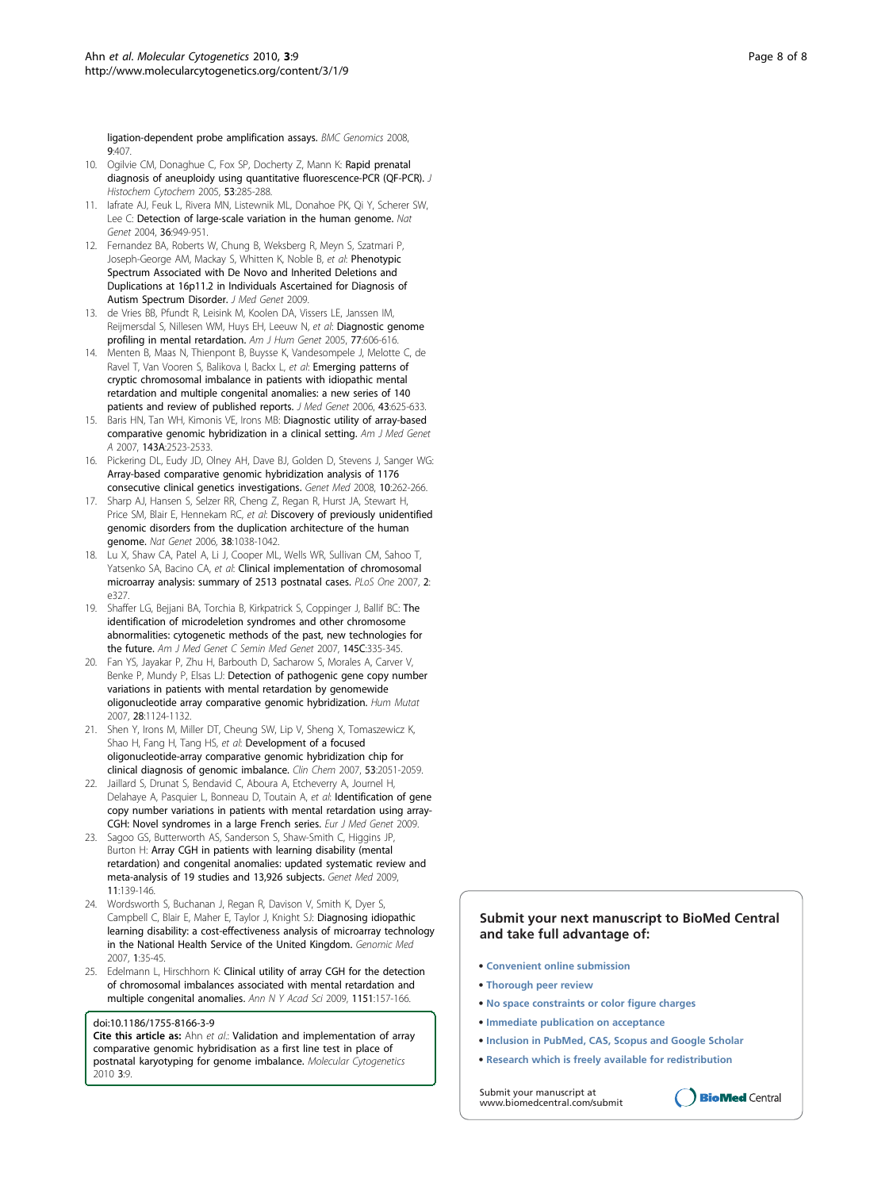ligation-dependent probe amplification assays. *BMC Genomics* 2008, **9**:407.

10. Ogilvie CM, Donaghue C, Fox SP, Docherty Z, Mann K: **Rapid prenatal diagnosis of aneuploidy using quantitative fluorescence-PCR (QF-PCR).** *J Histochem Cytochem* 2005, **53**:285-288.
11. Iafrate AJ, Feuk L, Rivera MN, Listewnik ML, Donahoe PK, Qi Y, Scherer SW, Lee C: **Detection of large-scale variation in the human genome.** *Nat Genet* 2004, **36**:949-951.
12. Fernandez BA, Roberts W, Chung B, Weksberg R, Meyn S, Szatmari P, Joseph-George AM, Mackay S, Whitten K, Noble B, *et al*: **Phenotypic Spectrum Associated with De Novo and Inherited Deletions and Duplications at 16p11.2 in Individuals Ascertained for Diagnosis of Autism Spectrum Disorder.** *J Med Genet* 2009.
13. de Vries BB, Pfundt R, Leisink M, Koolen DA, Vissers LE, Janssen IM, Reijmersdal S, Nillesen WM, Huys EH, Leeuw N, *et al*: **Diagnostic genome profiling in mental retardation.** *Am J Hum Genet* 2005, **77**:606-616.
14. Menten B, Maas N, Thienpont B, Buysse K, Vandesompele J, Melotte C, de Ravel T, Van Vooren S, Balikova I, Backx L, *et al*: **Emerging patterns of cryptic chromosomal imbalance in patients with idiopathic mental retardation and multiple congenital anomalies: a new series of 140 patients and review of published reports.** *J Med Genet* 2006, **43**:625-633.
15. Baris HN, Tan WH, Kimonis VE, Irons MB: **Diagnostic utility of array-based comparative genomic hybridization in a clinical setting.** *Am J Med Genet A* 2007, **143A**:2523-2533.
16. Pickering DL, Eudy JD, Olney AH, Dave BJ, Golden D, Stevens J, Sanger WG: **Array-based comparative genomic hybridization analysis of 1176 consecutive clinical genetics investigations.** *Genet Med* 2008, **10**:262-266.
17. Sharp AJ, Hansen S, Selzer RR, Cheng Z, Regan R, Hurst JA, Stewart H, Price SM, Blair E, Hennekam RC, *et al*: **Discovery of previously unidentified genomic disorders from the duplication architecture of the human genome.** *Nat Genet* 2006, **38**:1038-1042.
18. Lu X, Shaw CA, Patel A, Li J, Cooper ML, Wells WR, Sullivan CM, Sahoo T, Yatsenko SA, Bacino CA, *et al*: **Clinical implementation of chromosomal microarray analysis: summary of 2513 postnatal cases.** *PLoS One* 2007, **2**:e327.
19. Shaffer LG, Bejjani BA, Torchia B, Kirkpatrick S, Coppinger J, Ballif BC: **The identification of microdeletion syndromes and other chromosome abnormalities: cytogenetic methods of the past, new technologies for the future.** *Am J Med Genet C Semin Med Genet* 2007, **145C**:335-345.
20. Fan YS, Jayakar P, Zhu H, Barbouth D, Sacharow S, Morales A, Carver V, Benke P, Mundy P, Elsas LJ: **Detection of pathogenic gene copy number variations in patients with mental retardation by genomewide oligonucleotide array comparative genomic hybridization.** *Hum Mutat* 2007, **28**:1124-1132.
21. Shen Y, Irons M, Miller DT, Cheung SW, Lip V, Sheng X, Tomaszewicz K, Shao H, Fang H, Tang HS, *et al*: **Development of a focused oligonucleotide-array comparative genomic hybridization chip for clinical diagnosis of genomic imbalance.** *Clin Chem* 2007, **53**:2051-2059.
22. Jaillard S, Drunat S, Bendavid C, Aboura A, Etcheverry A, Journel H, Delahaye A, Pasquier L, Bonneau D, Toutain A, *et al*: **Identification of gene copy number variations in patients with mental retardation using array-CGH: Novel syndromes in a large French series.** *Eur J Med Genet* 2009.
23. Sagoo GS, Butterworth AS, Sanderson S, Shaw-Smith C, Higgins JP, Burton H: **Array CGH in patients with learning disability (mental retardation) and congenital anomalies: updated systematic review and meta-analysis of 19 studies and 13,926 subjects.** *Genet Med* 2009, **11**:139-146.
24. Wordsworth S, Buchanan J, Regan R, Davison V, Smith K, Dyer S, Campbell C, Blair E, Maher E, Taylor J, Knight SJ: **Diagnosing idiopathic learning disability: a cost-effectiveness analysis of microarray technology in the National Health Service of the United Kingdom.** *Genomic Med* 2007, **1**:35-45.
25. Edelmann L, Hirschhorn K: **Clinical utility of array CGH for the detection of chromosomal imbalances associated with mental retardation and multiple congenital anomalies.** *Ann N Y Acad Sci* 2009, **1151**:157-166.

doi:10.1186/1755-8166-3-9

**Cite this article as:** Ahn *et al.*: Validation and implementation of array comparative genomic hybridisation as a first line test in place of postnatal karyotyping for genome imbalance. *Molecular Cytogenetics* 2010 **3**:9.

**Submit your next manuscript to BioMed Central and take full advantage of:**

- **Convenient online submission**
- **Thorough peer review**
- **No space constraints or color figure charges**
- **Immediate publication on acceptance**
- **Inclusion in PubMed, CAS, Scopus and Google Scholar**
- **Research which is freely available for redistribution**

Submit your manuscript at www.biomedcentral.com/submit

BioMed Central